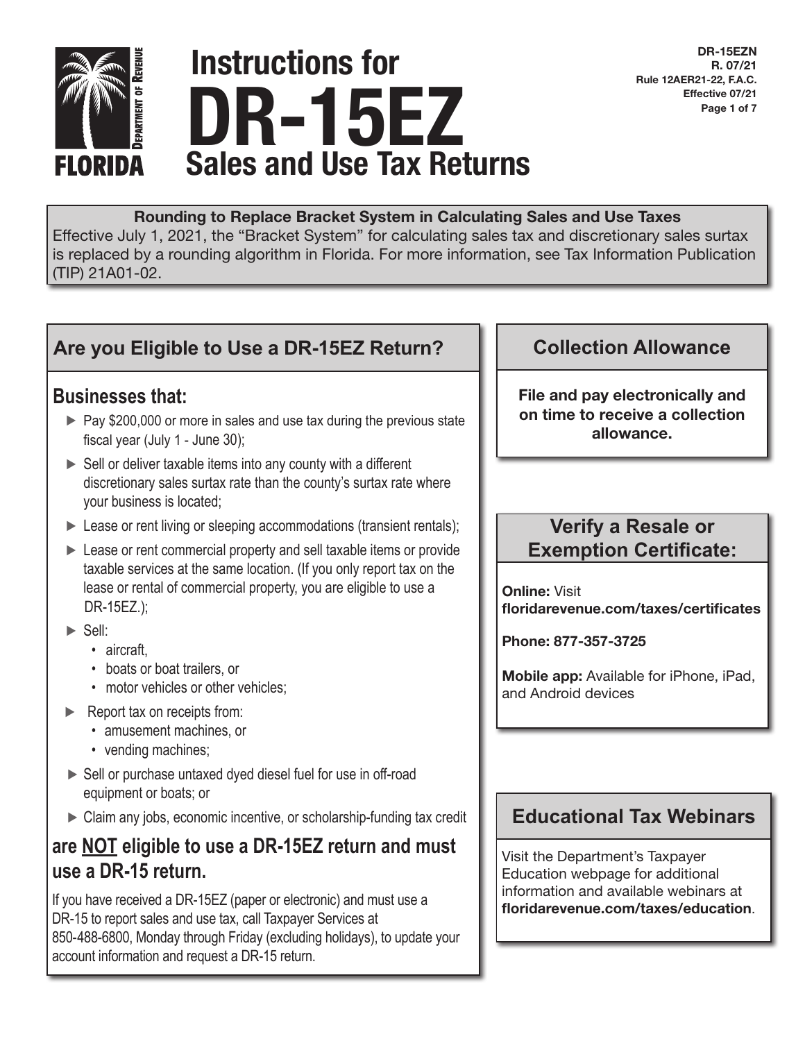DR-15EZN
R. 07/21
Rule 12AER21-22, F.A.C.
Effective 07/21

FLORIDA Department of Revenue

# Instructions for DR-15EZ Sales and Use Tax Returns

**Rounding to Replace Bracket System in Calculating Sales and Use Taxes**
Effective July 1, 2021, the "Bracket System" for calculating sales tax and discretionary sales surtax is replaced by a rounding algorithm in Florida. For more information, see Tax Information Publication (TIP) 21A01-02.

## Are you Eligible to Use a DR-15EZ Return?

### Businesses that:

- Pay $200,000 or more in sales and use tax during the previous state fiscal year (July 1 - June 30);
- Sell or deliver taxable items into any county with a different discretionary sales surtax rate than the county's surtax rate where your business is located;
- Lease or rent living or sleeping accommodations (transient rentals);
- Lease or rent commercial property and sell taxable items or provide taxable services at the same location. (If you only report tax on the lease or rental of commercial property, you are eligible to use a DR-15EZ.);
- Sell:
  - aircraft,
  - boats or boat trailers, or
  - motor vehicles or other vehicles;
- Report tax on receipts from:
  - amusement machines, or
  - vending machines;
- Sell or purchase untaxed dyed diesel fuel for use in off-road equipment or boats; or
- Claim any jobs, economic incentive, or scholarship-funding tax credit

### are NOT eligible to use a DR-15EZ return and must use a DR-15 return.

If you have received a DR-15EZ (paper or electronic) and must use a DR-15 to report sales and use tax, call Taxpayer Services at 850-488-6800, Monday through Friday (excluding holidays), to update your account information and request a DR-15 return.

## Collection Allowance

**File and pay electronically and on time to receive a collection allowance.**

## Verify a Resale or Exemption Certificate:

**Online:** Visit **floridarevenue.com/taxes/certificates**

**Phone: 877-357-3725**

**Mobile app:** Available for iPhone, iPad, and Android devices

## Educational Tax Webinars

Visit the Department's Taxpayer Education webpage for additional information and available webinars at **floridarevenue.com/taxes/education**.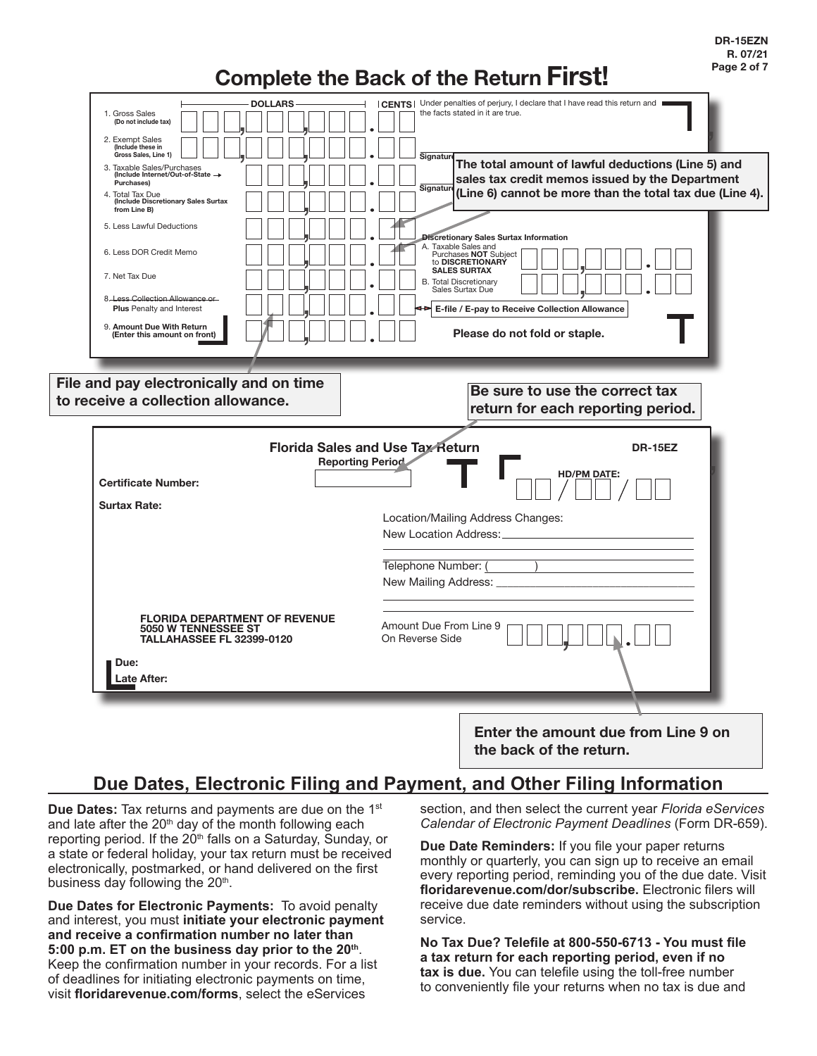# Complete the Back of the Return **First!**

| | DOLLARS | CENTS |
|---|---|---|
| 1. Gross Sales (Do not include tax) | | |
| 2. Exempt Sales (Include these in Gross Sales, Line 1) | | |
| 3. Taxable Sales/Purchases (Include Internet/Out-of-State → Purchases) | | |
| 4. Total Tax Due (Include Discretionary Sales Surtax from Line B) | | |
| 5. Less Lawful Deductions | | |
| 6. Less DOR Credit Memo | | |
| 7. Net Tax Due | | |
| 8. ~~Less Collection Allowance or~~ Plus Penalty and Interest | | |
| 9. **Amount Due With Return** (Enter this amount on front) | | |

Under penalties of perjury, I declare that I have read this return and the facts stated in it are true.

Signature

Signature

**The total amount of lawful deductions (Line 5) and sales tax credit memos issued by the Department (Line 6) cannot be more than the total tax due (Line 4).**

**Discretionary Sales Surtax Information**

A. Taxable Sales and Purchases **NOT** Subject to **DISCRETIONARY SALES SURTAX**

B. Total Discretionary Sales Surtax Due

**E-file / E-pay to Receive Collection Allowance**

**Please do not fold or staple.**

**File and pay electronically and on time to receive a collection allowance.**

**Be sure to use the correct tax return for each reporting period.**

**Florida Sales and Use Tax Return** **DR-15EZ**

**Reporting Period**

**HD/PM DATE:** / /

**Certificate Number:**

**Surtax Rate:**

Location/Mailing Address Changes:

New Location Address:

Telephone Number: ( )

New Mailing Address:

**FLORIDA DEPARTMENT OF REVENUE**
**5050 W TENNESSEE ST**
**TALLAHASSEE FL 32399-0120**

Amount Due From Line 9 On Reverse Side

**Due:**

**Late After:**

**Enter the amount due from Line 9 on the back of the return.**

## Due Dates, Electronic Filing and Payment, and Other Filing Information

**Due Dates:** Tax returns and payments are due on the 1st and late after the 20th day of the month following each reporting period. If the 20th falls on a Saturday, Sunday, or a state or federal holiday, your tax return must be received electronically, postmarked, or hand delivered on the first business day following the 20th.

**Due Dates for Electronic Payments:** To avoid penalty and interest, you must **initiate your electronic payment and receive a confirmation number no later than 5:00 p.m. ET on the business day prior to the 20th**. Keep the confirmation number in your records. For a list of deadlines for initiating electronic payments on time, visit **floridarevenue.com/forms**, select the eServices section, and then select the current year *Florida eServices Calendar of Electronic Payment Deadlines* (Form DR-659).

**Due Date Reminders:** If you file your paper returns monthly or quarterly, you can sign up to receive an email every reporting period, reminding you of the due date. Visit **floridarevenue.com/dor/subscribe.** Electronic filers will receive due date reminders without using the subscription service.

**No Tax Due? Telefile at 800-550-6713 - You must file a tax return for each reporting period, even if no tax is due.** You can telefile using the toll-free number to conveniently file your returns when no tax is due and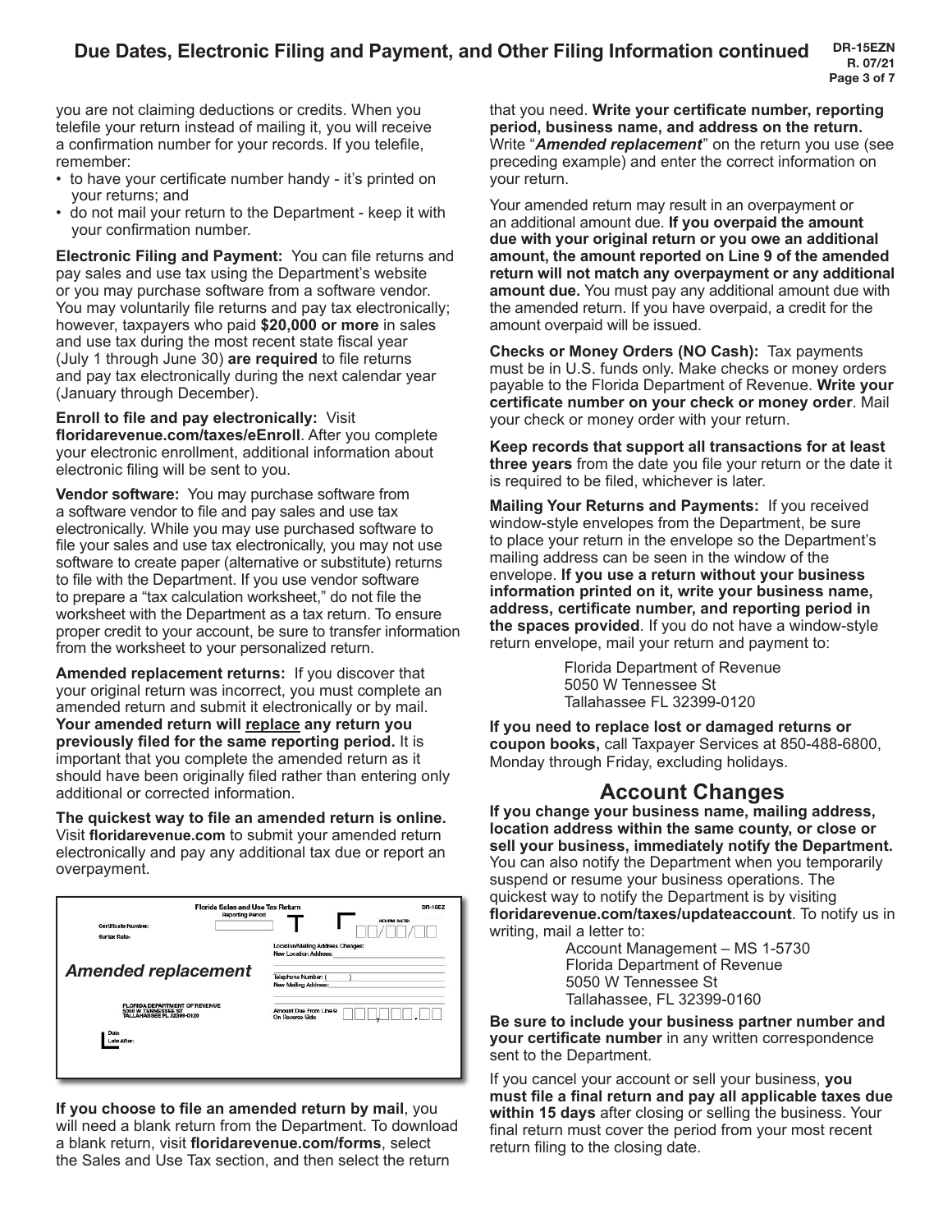you are not claiming deductions or credits. When you telefile your return instead of mailing it, you will receive a confirmation number for your records. If you telefile, remember:

- to have your certificate number handy - it's printed on your returns; and
- do not mail your return to the Department - keep it with your confirmation number.

**Electronic Filing and Payment:** You can file returns and pay sales and use tax using the Department's website or you may purchase software from a software vendor. You may voluntarily file returns and pay tax electronically; however, taxpayers who paid **$20,000 or more** in sales and use tax during the most recent state fiscal year (July 1 through June 30) **are required** to file returns and pay tax electronically during the next calendar year (January through December).

**Enroll to file and pay electronically:** Visit **floridarevenue.com/taxes/eEnroll**. After you complete your electronic enrollment, additional information about electronic filing will be sent to you.

**Vendor software:** You may purchase software from a software vendor to file and pay sales and use tax electronically. While you may use purchased software to file your sales and use tax electronically, you may not use software to create paper (alternative or substitute) returns to file with the Department. If you use vendor software to prepare a "tax calculation worksheet," do not file the worksheet with the Department as a tax return. To ensure proper credit to your account, be sure to transfer information from the worksheet to your personalized return.

**Amended replacement returns:** If you discover that your original return was incorrect, you must complete an amended return and submit it electronically or by mail. **Your amended return will replace any return you previously filed for the same reporting period.** It is important that you complete the amended return as it should have been originally filed rather than entering only additional or corrected information.

**The quickest way to file an amended return is online.** Visit **floridarevenue.com** to submit your amended return electronically and pay any additional tax due or report an overpayment.

Florida Sales and Use Tax Return — DR-15EZ
Reporting Period
Certificate Number:
Surtax Rate:
HD/PM DATE: __/__/__

*Amended replacement*

Location/Mailing Address Changes:
New Location Address:
Telephone Number: (   )
New Mailing Address:

FLORIDA DEPARTMENT OF REVENUE
5050 W TENNESSEE ST
TALLAHASSEE FL 32399-0120

Amount Due From Line 9 On Reverse Side

Due:
Late After:

**If you choose to file an amended return by mail**, you will need a blank return from the Department. To download a blank return, visit **floridarevenue.com/forms**, select the Sales and Use Tax section, and then select the return that you need. **Write your certificate number, reporting period, business name, and address on the return.** Write "***Amended replacement***" on the return you use (see preceding example) and enter the correct information on your return.

Your amended return may result in an overpayment or an additional amount due. **If you overpaid the amount due with your original return or you owe an additional amount, the amount reported on Line 9 of the amended return will not match any overpayment or any additional amount due.** You must pay any additional amount due with the amended return. If you have overpaid, a credit for the amount overpaid will be issued.

**Checks or Money Orders (NO Cash):** Tax payments must be in U.S. funds only. Make checks or money orders payable to the Florida Department of Revenue. **Write your certificate number on your check or money order**. Mail your check or money order with your return.

**Keep records that support all transactions for at least three years** from the date you file your return or the date it is required to be filed, whichever is later.

**Mailing Your Returns and Payments:** If you received window-style envelopes from the Department, be sure to place your return in the envelope so the Department's mailing address can be seen in the window of the envelope. **If you use a return without your business information printed on it, write your business name, address, certificate number, and reporting period in the spaces provided**. If you do not have a window-style return envelope, mail your return and payment to:

Florida Department of Revenue
5050 W Tennessee St
Tallahassee FL 32399-0120

**If you need to replace lost or damaged returns or coupon books,** call Taxpayer Services at 850-488-6800, Monday through Friday, excluding holidays.

## Account Changes

**If you change your business name, mailing address, location address within the same county, or close or sell your business, immediately notify the Department.** You can also notify the Department when you temporarily suspend or resume your business operations. The quickest way to notify the Department is by visiting **floridarevenue.com/taxes/updateaccount**. To notify us in writing, mail a letter to:

Account Management – MS 1-5730
Florida Department of Revenue
5050 W Tennessee St
Tallahassee, FL 32399-0160

**Be sure to include your business partner number and your certificate number** in any written correspondence sent to the Department.

If you cancel your account or sell your business, **you must file a final return and pay all applicable taxes due within 15 days** after closing or selling the business. Your final return must cover the period from your most recent return filing to the closing date.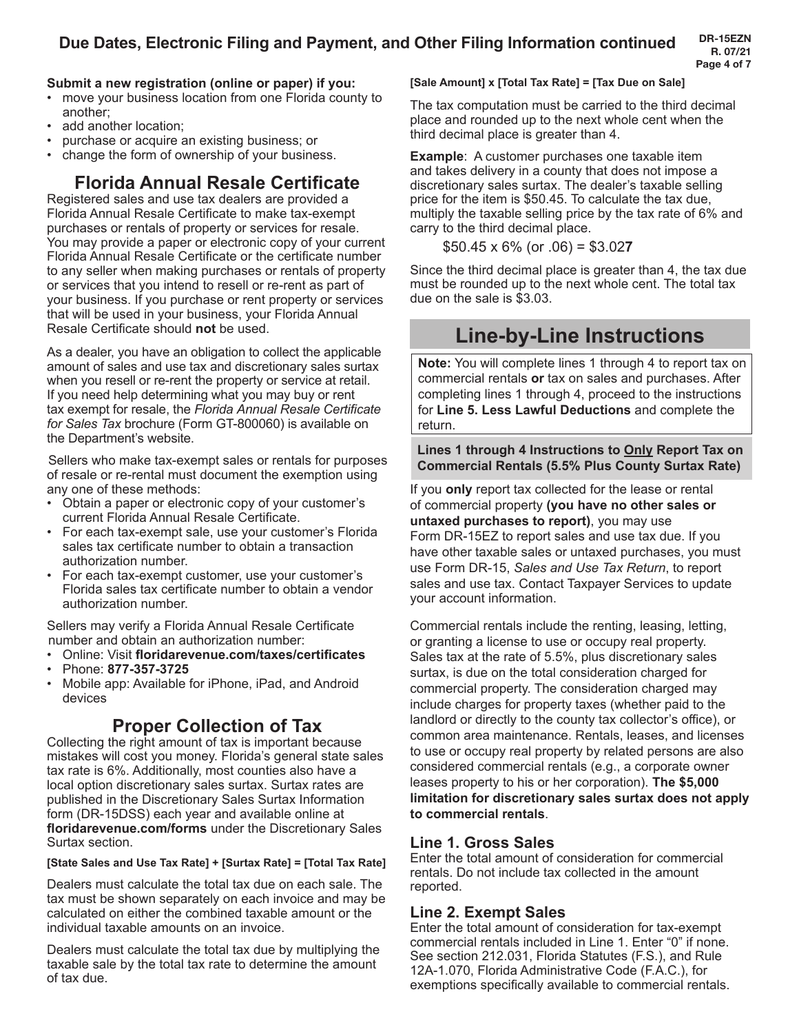**Submit a new registration (online or paper) if you:**

- move your business location from one Florida county to another;
- add another location;
- purchase or acquire an existing business; or
- change the form of ownership of your business.

## Florida Annual Resale Certificate

Registered sales and use tax dealers are provided a Florida Annual Resale Certificate to make tax-exempt purchases or rentals of property or services for resale. You may provide a paper or electronic copy of your current Florida Annual Resale Certificate or the certificate number to any seller when making purchases or rentals of property or services that you intend to resell or re-rent as part of your business. If you purchase or rent property or services that will be used in your business, your Florida Annual Resale Certificate should **not** be used.

As a dealer, you have an obligation to collect the applicable amount of sales and use tax and discretionary sales surtax when you resell or re-rent the property or service at retail. If you need help determining what you may buy or rent tax exempt for resale, the *Florida Annual Resale Certificate for Sales Tax* brochure (Form GT-800060) is available on the Department's website.

Sellers who make tax-exempt sales or rentals for purposes of resale or re-rental must document the exemption using any one of these methods:

- Obtain a paper or electronic copy of your customer's current Florida Annual Resale Certificate.
- For each tax-exempt sale, use your customer's Florida sales tax certificate number to obtain a transaction authorization number.
- For each tax-exempt customer, use your customer's Florida sales tax certificate number to obtain a vendor authorization number.

Sellers may verify a Florida Annual Resale Certificate number and obtain an authorization number:

- Online: Visit **floridarevenue.com/taxes/certificates**
- Phone: **877-357-3725**
- Mobile app: Available for iPhone, iPad, and Android devices

## Proper Collection of Tax

Collecting the right amount of tax is important because mistakes will cost you money. Florida's general state sales tax rate is 6%. Additionally, most counties also have a local option discretionary sales surtax. Surtax rates are published in the Discretionary Sales Surtax Information form (DR-15DSS) each year and available online at **floridarevenue.com/forms** under the Discretionary Sales Surtax section.

**[State Sales and Use Tax Rate] + [Surtax Rate] = [Total Tax Rate]**

Dealers must calculate the total tax due on each sale. The tax must be shown separately on each invoice and may be calculated on either the combined taxable amount or the individual taxable amounts on an invoice.

Dealers must calculate the total tax due by multiplying the taxable sale by the total tax rate to determine the amount of tax due.

**[Sale Amount] x [Total Tax Rate] = [Tax Due on Sale]**

The tax computation must be carried to the third decimal place and rounded up to the next whole cent when the third decimal place is greater than 4.

**Example**: A customer purchases one taxable item and takes delivery in a county that does not impose a discretionary sales surtax. The dealer's taxable selling price for the item is $50.45. To calculate the tax due, multiply the taxable selling price by the tax rate of 6% and carry to the third decimal place.

$50.45 x 6% (or .06) = $3.02**7**

Since the third decimal place is greater than 4, the tax due must be rounded up to the next whole cent. The total tax due on the sale is $3.03.

# Line-by-Line Instructions

**Note:** You will complete lines 1 through 4 to report tax on commercial rentals **or** tax on sales and purchases. After completing lines 1 through 4, proceed to the instructions for **Line 5. Less Lawful Deductions** and complete the return.

**Lines 1 through 4 Instructions to Only Report Tax on Commercial Rentals (5.5% Plus County Surtax Rate)**

If you **only** report tax collected for the lease or rental of commercial property **(you have no other sales or untaxed purchases to report)**, you may use Form DR-15EZ to report sales and use tax due. If you have other taxable sales or untaxed purchases, you must use Form DR-15, *Sales and Use Tax Return*, to report sales and use tax. Contact Taxpayer Services to update your account information.

Commercial rentals include the renting, leasing, letting, or granting a license to use or occupy real property. Sales tax at the rate of 5.5%, plus discretionary sales surtax, is due on the total consideration charged for commercial property. The consideration charged may include charges for property taxes (whether paid to the landlord or directly to the county tax collector's office), or common area maintenance. Rentals, leases, and licenses to use or occupy real property by related persons are also considered commercial rentals (e.g., a corporate owner leases property to his or her corporation). **The $5,000 limitation for discretionary sales surtax does not apply to commercial rentals**.

### Line 1. Gross Sales

Enter the total amount of consideration for commercial rentals. Do not include tax collected in the amount reported.

### Line 2. Exempt Sales

Enter the total amount of consideration for tax-exempt commercial rentals included in Line 1. Enter "0" if none. See section 212.031, Florida Statutes (F.S.), and Rule 12A-1.070, Florida Administrative Code (F.A.C.), for exemptions specifically available to commercial rentals.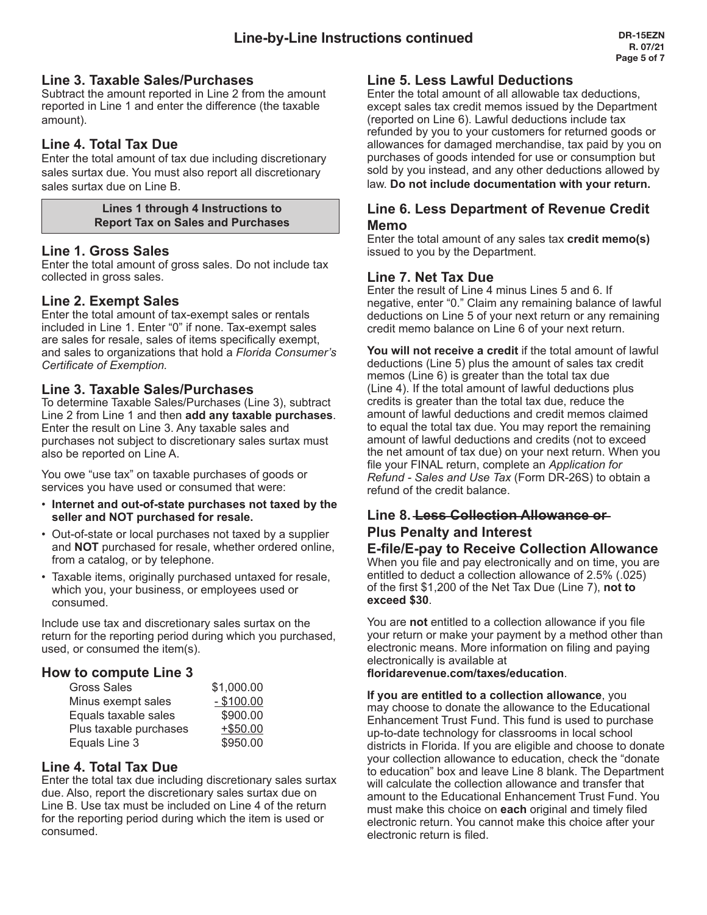## Line-by-Line Instructions continued

### Line 3. Taxable Sales/Purchases

Subtract the amount reported in Line 2 from the amount reported in Line 1 and enter the difference (the taxable amount).

### Line 4. Total Tax Due

Enter the total amount of tax due including discretionary sales surtax due. You must also report all discretionary sales surtax due on Line B.

**Lines 1 through 4 Instructions to Report Tax on Sales and Purchases**

### Line 1. Gross Sales

Enter the total amount of gross sales. Do not include tax collected in gross sales.

### Line 2. Exempt Sales

Enter the total amount of tax-exempt sales or rentals included in Line 1. Enter "0" if none. Tax-exempt sales are sales for resale, sales of items specifically exempt, and sales to organizations that hold a *Florida Consumer's Certificate of Exemption*.

### Line 3. Taxable Sales/Purchases

To determine Taxable Sales/Purchases (Line 3), subtract Line 2 from Line 1 and then **add any taxable purchases**. Enter the result on Line 3. Any taxable sales and purchases not subject to discretionary sales surtax must also be reported on Line A.

You owe "use tax" on taxable purchases of goods or services you have used or consumed that were:

- **Internet and out-of-state purchases not taxed by the seller and NOT purchased for resale.**
- Out-of-state or local purchases not taxed by a supplier and **NOT** purchased for resale, whether ordered online, from a catalog, or by telephone.
- Taxable items, originally purchased untaxed for resale, which you, your business, or employees used or consumed.

Include use tax and discretionary sales surtax on the return for the reporting period during which you purchased, used, or consumed the item(s).

### How to compute Line 3

| | |
|---|---|
| Gross Sales | $1,000.00 |
| Minus exempt sales | - $100.00 |
| Equals taxable sales | $900.00 |
| Plus taxable purchases | +$50.00 |
| Equals Line 3 | $950.00 |

### Line 4. Total Tax Due

Enter the total tax due including discretionary sales surtax due. Also, report the discretionary sales surtax due on Line B. Use tax must be included on Line 4 of the return for the reporting period during which the item is used or consumed.

### Line 5. Less Lawful Deductions

Enter the total amount of all allowable tax deductions, except sales tax credit memos issued by the Department (reported on Line 6). Lawful deductions include tax refunded by you to your customers for returned goods or allowances for damaged merchandise, tax paid by you on purchases of goods intended for use or consumption but sold by you instead, and any other deductions allowed by law. **Do not include documentation with your return.**

### Line 6. Less Department of Revenue Credit Memo

Enter the total amount of any sales tax **credit memo(s)** issued to you by the Department.

### Line 7. Net Tax Due

Enter the result of Line 4 minus Lines 5 and 6. If negative, enter "0." Claim any remaining balance of lawful deductions on Line 5 of your next return or any remaining credit memo balance on Line 6 of your next return.

**You will not receive a credit** if the total amount of lawful deductions (Line 5) plus the amount of sales tax credit memos (Line 6) is greater than the total tax due (Line 4). If the total amount of lawful deductions plus credits is greater than the total tax due, reduce the amount of lawful deductions and credit memos claimed to equal the total tax due. You may report the remaining amount of lawful deductions and credits (not to exceed the net amount of tax due) on your next return. When you file your FINAL return, complete an *Application for Refund - Sales and Use Tax* (Form DR-26S) to obtain a refund of the credit balance.

### Line 8. ~~Less Collection Allowance or~~ Plus Penalty and Interest

### E-file/E-pay to Receive Collection Allowance

When you file and pay electronically and on time, you are entitled to deduct a collection allowance of 2.5% (.025) of the first $1,200 of the Net Tax Due (Line 7), **not to exceed $30**.

You are **not** entitled to a collection allowance if you file your return or make your payment by a method other than electronic means. More information on filing and paying electronically is available at **floridarevenue.com/taxes/education**.

**If you are entitled to a collection allowance**, you may choose to donate the allowance to the Educational Enhancement Trust Fund. This fund is used to purchase up-to-date technology for classrooms in local school districts in Florida. If you are eligible and choose to donate your collection allowance to education, check the "donate to education" box and leave Line 8 blank. The Department will calculate the collection allowance and transfer that amount to the Educational Enhancement Trust Fund. You must make this choice on **each** original and timely filed electronic return. You cannot make this choice after your electronic return is filed.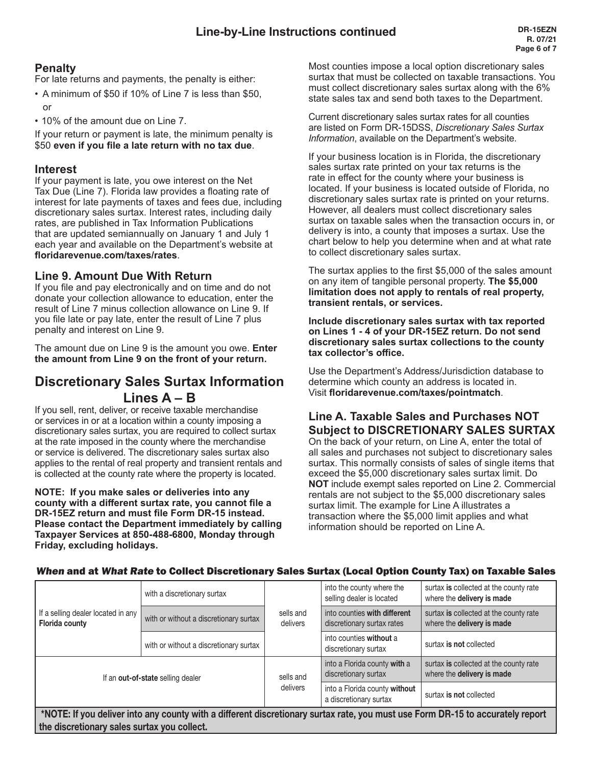## Line-by-Line Instructions continued

### Penalty

For late returns and payments, the penalty is either:

- A minimum of $50 if 10% of Line 7 is less than $50, or
- 10% of the amount due on Line 7.

If your return or payment is late, the minimum penalty is $50 **even if you file a late return with no tax due**.

### Interest

If your payment is late, you owe interest on the Net Tax Due (Line 7). Florida law provides a floating rate of interest for late payments of taxes and fees due, including discretionary sales surtax. Interest rates, including daily rates, are published in Tax Information Publications that are updated semiannually on January 1 and July 1 each year and available on the Department's website at **floridarevenue.com/taxes/rates**.

### Line 9. Amount Due With Return

If you file and pay electronically and on time and do not donate your collection allowance to education, enter the result of Line 7 minus collection allowance on Line 9. If you file late or pay late, enter the result of Line 7 plus penalty and interest on Line 9.

The amount due on Line 9 is the amount you owe. **Enter the amount from Line 9 on the front of your return.**

## Discretionary Sales Surtax Information Lines A – B

If you sell, rent, deliver, or receive taxable merchandise or services in or at a location within a county imposing a discretionary sales surtax, you are required to collect surtax at the rate imposed in the county where the merchandise or service is delivered. The discretionary sales surtax also applies to the rental of real property and transient rentals and is collected at the county rate where the property is located.

**NOTE: If you make sales or deliveries into any county with a different surtax rate, you cannot file a DR-15EZ return and must file Form DR-15 instead. Please contact the Department immediately by calling Taxpayer Services at 850-488-6800, Monday through Friday, excluding holidays.**

Most counties impose a local option discretionary sales surtax that must be collected on taxable transactions. You must collect discretionary sales surtax along with the 6% state sales tax and send both taxes to the Department.

Current discretionary sales surtax rates for all counties are listed on Form DR-15DSS, *Discretionary Sales Surtax Information*, available on the Department's website.

If your business location is in Florida, the discretionary sales surtax rate printed on your tax returns is the rate in effect for the county where your business is located. If your business is located outside of Florida, no discretionary sales surtax rate is printed on your returns. However, all dealers must collect discretionary sales surtax on taxable sales when the transaction occurs in, or delivery is into, a county that imposes a surtax. Use the chart below to help you determine when and at what rate to collect discretionary sales surtax.

The surtax applies to the first $5,000 of the sales amount on any item of tangible personal property. **The $5,000 limitation does not apply to rentals of real property, transient rentals, or services.**

**Include discretionary sales surtax with tax reported on Lines 1 - 4 of your DR-15EZ return. Do not send discretionary sales surtax collections to the county tax collector's office.**

Use the Department's Address/Jurisdiction database to determine which county an address is located in. Visit **floridarevenue.com/taxes/pointmatch**.

### Line A. Taxable Sales and Purchases NOT Subject to DISCRETIONARY SALES SURTAX

On the back of your return, on Line A, enter the total of all sales and purchases not subject to discretionary sales surtax. This normally consists of sales of single items that exceed the $5,000 discretionary sales surtax limit. Do **NOT** include exempt sales reported on Line 2. Commercial rentals are not subject to the $5,000 discretionary sales surtax limit. The example for Line A illustrates a transaction where the $5,000 limit applies and what information should be reported on Line A.

### *When* and at *What Rate* to Collect Discretionary Sales Surtax (Local Option County Tax) on Taxable Sales

| | | | | |
|---|---|---|---|---|
| If a selling dealer located in any **Florida county** | with a discretionary surtax | sells and delivers | into the county where the selling dealer is located | surtax **is** collected at the county rate where the **delivery is made** |
| | with or without a discretionary surtax | | into counties **with different** discretionary surtax rates | surtax **is** collected at the county rate where the **delivery is made** |
| | with or without a discretionary surtax | | into counties **without** a discretionary surtax | surtax **is not** collected |
| If an **out-of-state** selling dealer | | sells and delivers | into a Florida county **with** a discretionary surtax | surtax **is** collected at the county rate where the **delivery is made** |
| | | | into a Florida county **without** a discretionary surtax | surtax **is not** collected |

**\*NOTE: If you deliver into any county with a different discretionary surtax rate, you must use Form DR-15 to accurately report the discretionary sales surtax you collect.**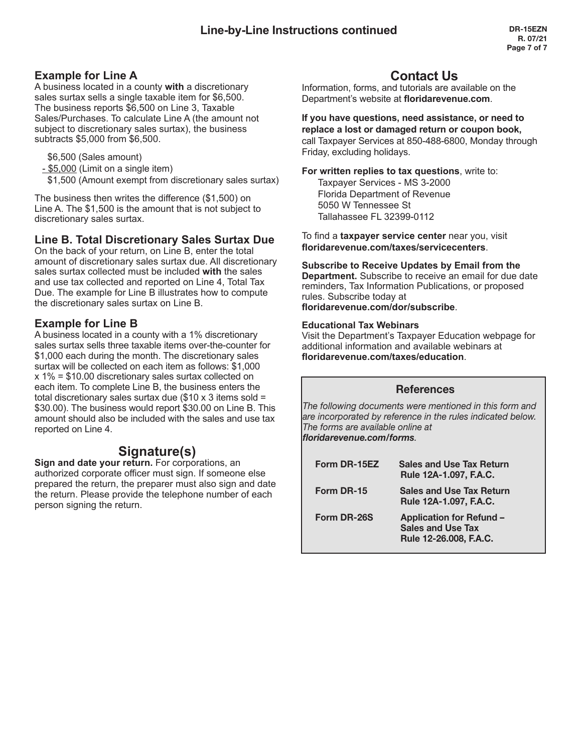## Example for Line A

A business located in a county **with** a discretionary sales surtax sells a single taxable item for $6,500. The business reports $6,500 on Line 3, Taxable Sales/Purchases. To calculate Line A (the amount not subject to discretionary sales surtax), the business subtracts $5,000 from $6,500.

$6,500 (Sales amount)
- $5,000 (Limit on a single item)
$1,500 (Amount exempt from discretionary sales surtax)

The business then writes the difference ($1,500) on Line A. The $1,500 is the amount that is not subject to discretionary sales surtax.

## Line B. Total Discretionary Sales Surtax Due

On the back of your return, on Line B, enter the total amount of discretionary sales surtax due. All discretionary sales surtax collected must be included **with** the sales and use tax collected and reported on Line 4, Total Tax Due. The example for Line B illustrates how to compute the discretionary sales surtax on Line B.

## Example for Line B

A business located in a county with a 1% discretionary sales surtax sells three taxable items over-the-counter for $1,000 each during the month. The discretionary sales surtax will be collected on each item as follows: $1,000 x 1% = $10.00 discretionary sales surtax collected on each item. To complete Line B, the business enters the total discretionary sales surtax due ($10 x 3 items sold = $30.00). The business would report $30.00 on Line B. This amount should also be included with the sales and use tax reported on Line 4.

## Signature(s)

**Sign and date your return.** For corporations, an authorized corporate officer must sign. If someone else prepared the return, the preparer must also sign and date the return. Please provide the telephone number of each person signing the return.

## Contact Us

Information, forms, and tutorials are available on the Department's website at **floridarevenue.com**.

**If you have questions, need assistance, or need to replace a lost or damaged return or coupon book,** call Taxpayer Services at 850-488-6800, Monday through Friday, excluding holidays.

**For written replies to tax questions**, write to:
Taxpayer Services - MS 3-2000
Florida Department of Revenue
5050 W Tennessee St
Tallahassee FL 32399-0112

To find a **taxpayer service center** near you, visit **floridarevenue.com/taxes/servicecenters**.

**Subscribe to Receive Updates by Email from the Department.** Subscribe to receive an email for due date reminders, Tax Information Publications, or proposed rules. Subscribe today at **floridarevenue.com/dor/subscribe**.

**Educational Tax Webinars**
Visit the Department's Taxpayer Education webpage for additional information and available webinars at **floridarevenue.com/taxes/education**.

### References

*The following documents were mentioned in this form and are incorporated by reference in the rules indicated below. The forms are available online at **floridarevenue.com/forms**.*

| | |
|---|---|
| **Form DR-15EZ** | **Sales and Use Tax Return Rule 12A-1.097, F.A.C.** |
| **Form DR-15** | **Sales and Use Tax Return Rule 12A-1.097, F.A.C.** |
| **Form DR-26S** | **Application for Refund – Sales and Use Tax Rule 12-26.008, F.A.C.** |